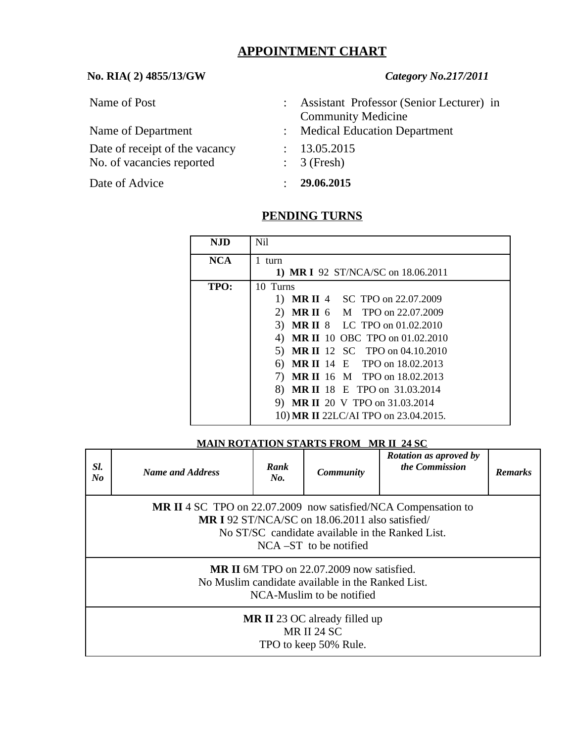# APPOINTMENT CHART

**No. RIA( 2) 4855/13/GW** *Category No.217/2011*

| | | |
|---|---|---|
| Name of Post | : | Assistant Professor (Senior Lecturer) in Community Medicine |
| Name of Department | : | Medical Education Department |
| Date of receipt of the vacancy | : | 13.05.2015 |
| No. of vacancies reported | : | 3 (Fresh) |
| Date of Advice | : | **29.06.2015** |

## PENDING TURNS

| | |
|---|---|
| **NJD** | Nil |
| **NCA** | 1 turn<br>1) **MR I** 92 ST/NCA/SC on 18.06.2011 |
| **TPO:** | 10 Turns<br>1) **MR II** 4 SC TPO on 22.07.2009<br>2) **MR II** 6 M TPO on 22.07.2009<br>3) **MR II** 8 LC TPO on 01.02.2010<br>4) **MR II** 10 OBC TPO on 01.02.2010<br>5) **MR II** 12 SC TPO on 04.10.2010<br>6) **MR II** 14 E TPO on 18.02.2013<br>7) **MR II** 16 M TPO on 18.02.2013<br>8) **MR II** 18 E TPO on 31.03.2014<br>9) **MR II** 20 V TPO on 31.03.2014<br>10) **MR II** 22LC/AI TPO on 23.04.2015. |

**MAIN ROTATION STARTS FROM MR II 24 SC**

| *Sl. No* | *Name and Address* | *Rank No.* | *Community* | *Rotation as aproved by the Commission* | *Remarks* |
|---|---|---|---|---|---|
| **MR II** 4 SC TPO on 22.07.2009 now satisfied/NCA Compensation to **MR I** 92 ST/NCA/SC on 18.06.2011 also satisfied/ No ST/SC candidate available in the Ranked List. NCA –ST to be notified | | | | | |
| **MR II** 6M TPO on 22.07.2009 now satisfied. No Muslim candidate available in the Ranked List. NCA-Muslim to be notified | | | | | |
| **MR II** 23 OC already filled up MR II 24 SC TPO to keep 50% Rule. | | | | | |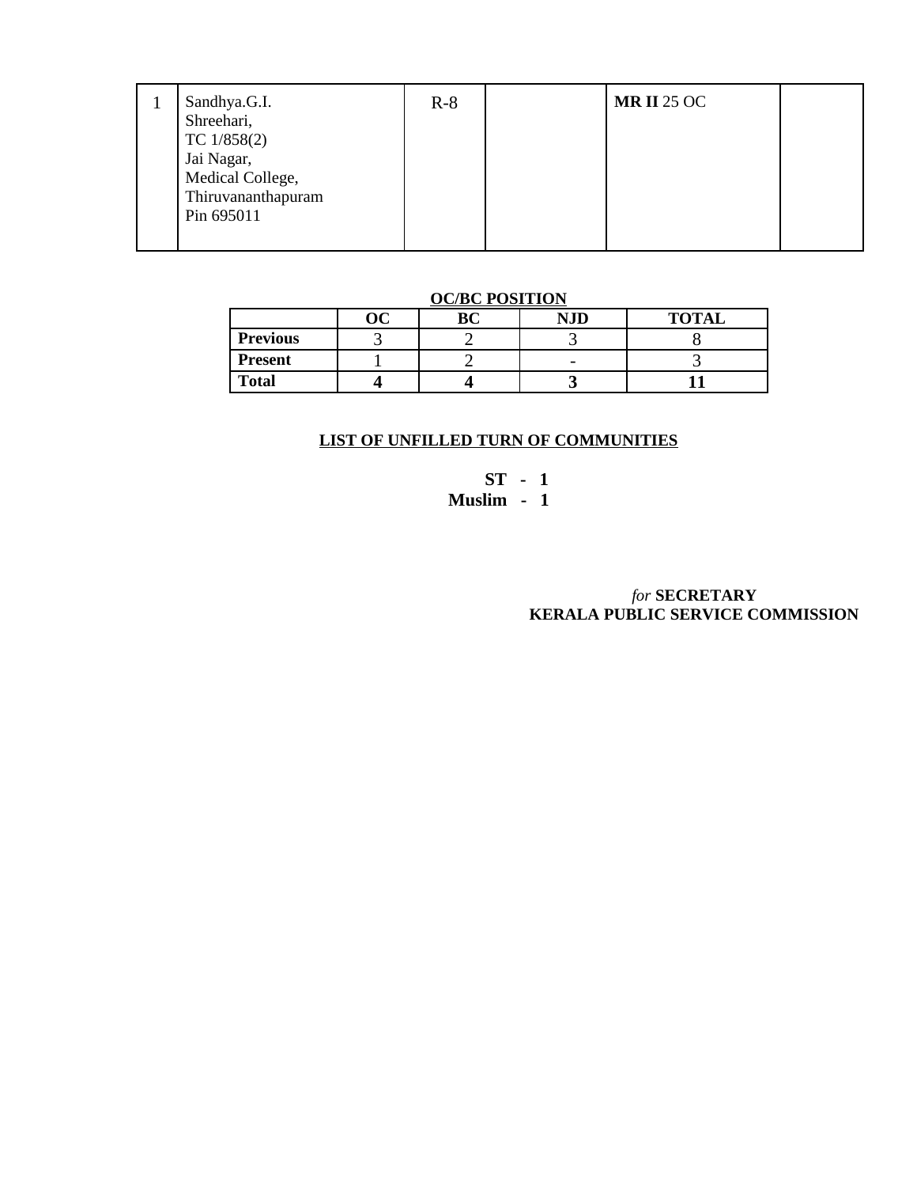| | | | | | |
|---|---|---|---|---|---|
| 1 | Sandhya.G.I.<br>Shreehari,<br>TC 1/858(2)<br>Jai Nagar,<br>Medical College,<br>Thiruvananthapuram<br>Pin 695011 | R-8 | | **MR II** 25 OC | |

**OC/BC POSITION**

| | OC | BC | NJD | TOTAL |
|---|---|---|---|---|
| **Previous** | 3 | 2 | 3 | 8 |
| **Present** | 1 | 2 | - | 3 |
| **Total** | **4** | **4** | **3** | **11** |

**LIST OF UNFILLED TURN OF COMMUNITIES**

**ST - 1**
**Muslim - 1**

*for* **SECRETARY**
**KERALA PUBLIC SERVICE COMMISSION**